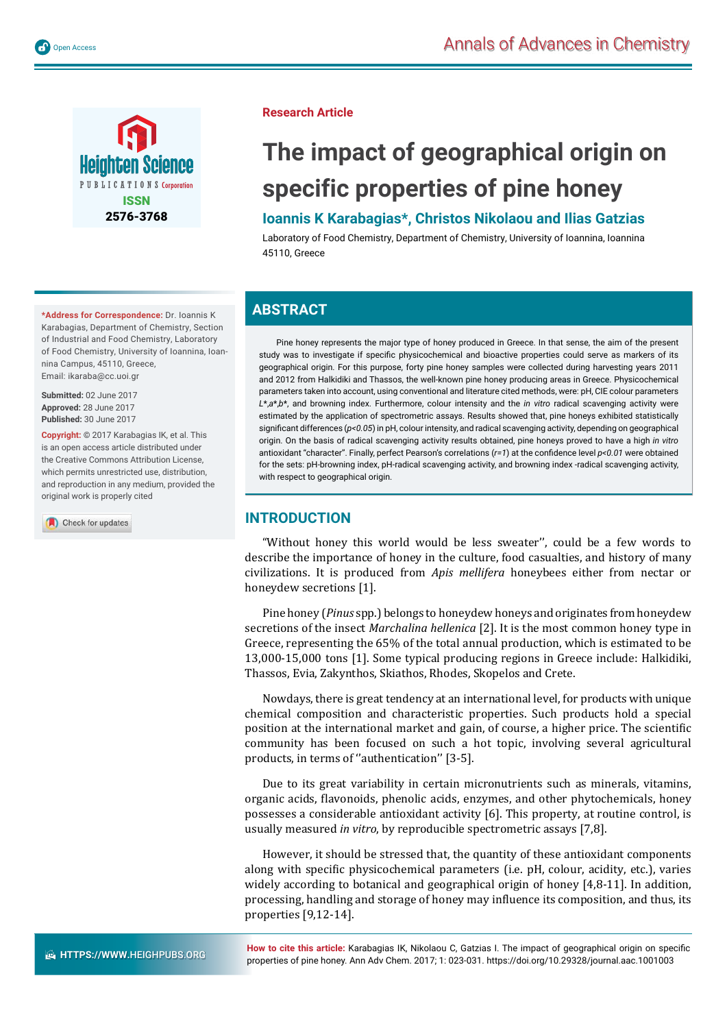Research Article

# The impact of geographical origin on specific properties of pine honey

**Ioannis K Karabagias*, Christos Nikolaou and Ilias Gatzias**

Laboratory of Food Chemistry, Department of Chemistry, University of Ioannina, Ioannina 45110, Greece

**\*Address for Correspondence:** Dr. Ioannis K Karabagias, Department of Chemistry, Section of Industrial and Food Chemistry, Laboratory of Food Chemistry, University of Ioannina, Ioannina Campus, 45110, Greece, Email: ikaraba@cc.uoi.gr

**Submitted:** 02 June 2017
**Approved:** 28 June 2017
**Published:** 30 June 2017

**Copyright:** © 2017 Karabagias IK, et al. This is an open access article distributed under the Creative Commons Attribution License, which permits unrestricted use, distribution, and reproduction in any medium, provided the original work is properly cited

**How to cite this article:** Karabagias IK, Nikolaou C, Gatzias I. The impact of geographical origin on specific properties of pine honey. Ann Adv Chem. 2017; 1: 023-031. https://doi.org/10.29328/journal.aac.1001003

## ABSTRACT

Pine honey represents the major type of honey produced in Greece. In that sense, the aim of the present study was to investigate if specific physicochemical and bioactive properties could serve as markers of its geographical origin. For this purpose, forty pine honey samples were collected during harvesting years 2011 and 2012 from Halkidiki and Thassos, the well-known pine honey producing areas in Greece. Physicochemical parameters taken into account, using conventional and literature cited methods, were: pH, CIE colour parameters $L^*, a^*, b^*$, and browning index. Furthermore, colour intensity and the *in vitro* radical scavenging activity were estimated by the application of spectrometric assays. Results showed that, pine honeys exhibited statistically significant differences ($p<0.05$) in pH, colour intensity, and radical scavenging activity, depending on geographical origin. On the basis of radical scavenging activity results obtained, pine honeys proved to have a high *in vitro* antioxidant "character". Finally, perfect Pearson's correlations ($r=1$) at the confidence level $p<0.01$ were obtained for the sets: pH-browning index, pH-radical scavenging activity, and browning index -radical scavenging activity, with respect to geographical origin.

## INTRODUCTION

"Without honey this world would be less sweater'', could be a few words to describe the importance of honey in the culture, food casualties, and history of many civilizations. It is produced from *Apis mellifera* honeybees either from nectar or honeydew secretions [1].

Pine honey (*Pinus* spp.) belongs to honeydew honeys and originates from honeydew secretions of the insect *Marchalina hellenica* [2]. It is the most common honey type in Greece, representing the 65% of the total annual production, which is estimated to be 13,000-15,000 tons [1]. Some typical producing regions in Greece include: Halkidiki, Thassos, Evia, Zakynthos, Skiathos, Rhodes, Skopelos and Crete.

Nowdays, there is great tendency at an international level, for products with unique chemical composition and characteristic properties. Such products hold a special position at the international market and gain, of course, a higher price. The scientific community has been focused on such a hot topic, involving several agricultural products, in terms of ''authentication'' [3-5].

Due to its great variability in certain micronutrients such as minerals, vitamins, organic acids, flavonoids, phenolic acids, enzymes, and other phytochemicals, honey possesses a considerable antioxidant activity [6]. This property, at routine control, is usually measured *in vitro*, by reproducible spectrometric assays [7,8].

However, it should be stressed that, the quantity of these antioxidant components along with specific physicochemical parameters (i.e. pH, colour, acidity, etc.), varies widely according to botanical and geographical origin of honey [4,8-11]. In addition, processing, handling and storage of honey may influence its composition, and thus, its properties [9,12-14].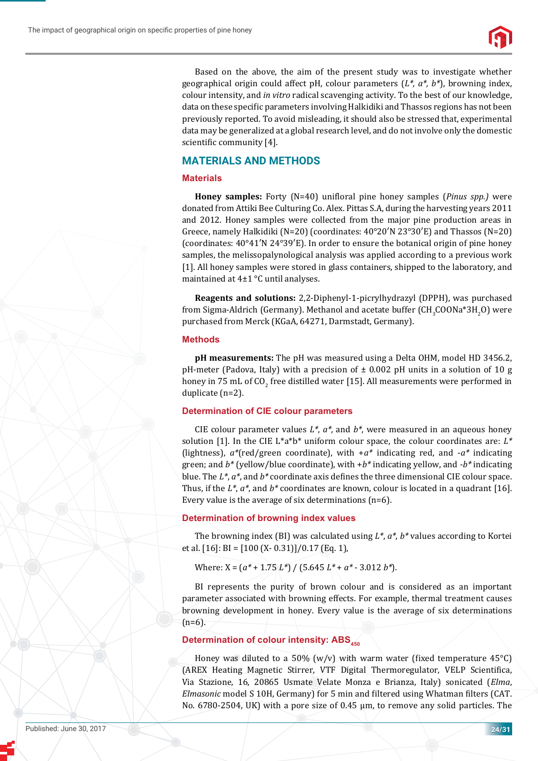Based on the above, the aim of the present study was to investigate whether geographical origin could affect pH, colour parameters ($L^*$, $a^*$, $b^*$), browning index, colour intensity, and *in vitro* radical scavenging activity. To the best of our knowledge, data on these specific parameters involving Halkidiki and Thassos regions has not been previously reported. To avoid misleading, it should also be stressed that, experimental data may be generalized at a global research level, and do not involve only the domestic scientific community [4].

## MATERIALS AND METHODS

### Materials

**Honey samples:** Forty (N=40) unifloral pine honey samples (*Pinus spp.)* were donated from Attiki Bee Culturing Co. Alex. Pittas S.A, during the harvesting years 2011 and 2012. Honey samples were collected from the major pine production areas in Greece, namely Halkidiki (N=20) (coordinates: 40°20′N 23°30′E) and Thassos (N=20) (coordinates: 40°41′N 24°39′E). In order to ensure the botanical origin of pine honey samples, the melissopalynological analysis was applied according to a previous work [1]. All honey samples were stored in glass containers, shipped to the laboratory, and maintained at 4±1 °C until analyses.

**Reagents and solutions:** 2,2-Diphenyl-1-picrylhydrazyl (DPPH), was purchased from Sigma-Aldrich (Germany). Methanol and acetate buffer ($CH_3COONa*3H_2O$) were purchased from Merck (KGaA, 64271, Darmstadt, Germany).

### Methods

**pH measurements:** The pH was measured using a Delta OHM, model HD 3456.2, pH-meter (Padova, Italy) with a precision of ± 0.002 pH units in a solution of 10 g honey in 75 mL of $CO_2$ free distilled water [15]. All measurements were performed in duplicate (n=2).

### Determination of CIE colour parameters

CIE colour parameter values $L^*$, $a^*$, and $b^*$, were measured in an aqueous honey solution [1]. In the CIE L*a*b* uniform colour space, the colour coordinates are: $L^*$ (lightness), $a^*$(red/green coordinate), with $+a^*$ indicating red, and $-a^*$ indicating green; and $b^*$ (yellow/blue coordinate), with $+b^*$ indicating yellow, and $-b^*$ indicating blue. The $L^*$, $a^*$, and $b^*$ coordinate axis defines the three dimensional CIE colour space. Thus, if the $L^*$, $a^*$, and $b^*$ coordinates are known, colour is located in a quadrant [16]. Every value is the average of six determinations (n=6).

### Determination of browning index values

The browning index (BI) was calculated using $L^*$, $a^*$, $b^*$ values according to Kortei et al. [16]: $BI = [100 (X - 0.31)]/0.17$ (Eq. 1),

Where: $X = (a^* + 1.75 L^*) / (5.645 L^* + a^* - 3.012 b^*)$.

BI represents the purity of brown colour and is considered as an important parameter associated with browning effects. For example, thermal treatment causes browning development in honey. Every value is the average of six determinations (n=6).

### Determination of colour intensity: $ABS_{450}$

Honey was diluted to a 50% (w/v) with warm water (fixed temperature 45°C) (AREX Heating Magnetic Stirrer, VTF Digital Thermoregulator, VELP Scientifica, Via Stazione, 16, 20865 Usmate Velate Monza e Brianza, Italy) sonicated (*Elma, Elmasonic* model S 10H, Germany) for 5 min and filtered using Whatman filters (CAT. No. 6780-2504, UK) with a pore size of 0.45 μm, to remove any solid particles. The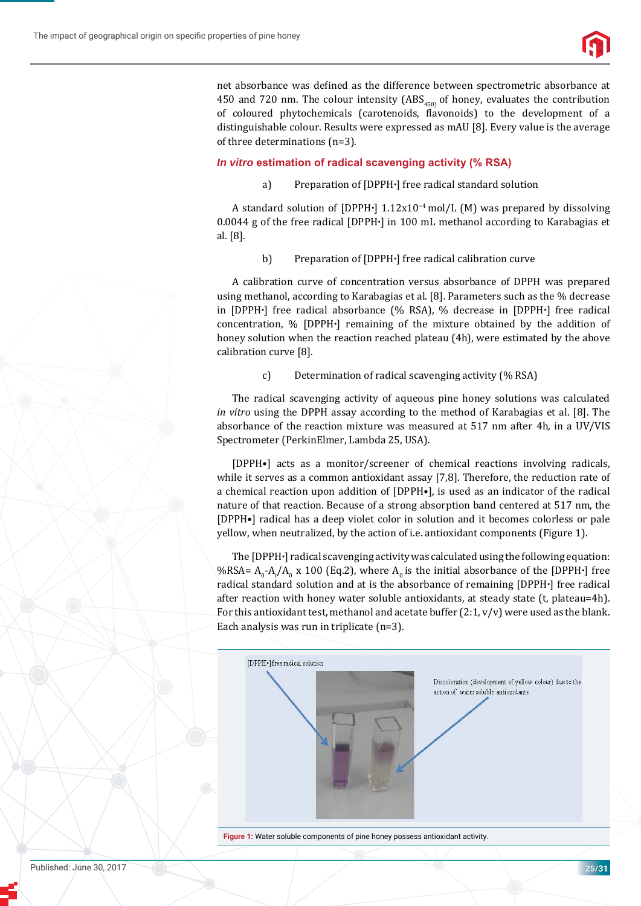net absorbance was defined as the difference between spectrometric absorbance at 450 and 720 nm. The colour intensity ($ABS_{450}$) of honey, evaluates the contribution of coloured phytochemicals (carotenoids, flavonoids) to the development of a distinguishable colour. Results were expressed as mAU [8]. Every value is the average of three determinations (n=3).

### *In vitro* estimation of radical scavenging activity (% RSA)

a) Preparation of [DPPH·] free radical standard solution

A standard solution of [DPPH·] $1.12 \times 10^{-4}$ mol/L (M) was prepared by dissolving 0.0044 g of the free radical [DPPH·] in 100 mL methanol according to Karabagias et al. [8].

b) Preparation of [DPPH·] free radical calibration curve

A calibration curve of concentration versus absorbance of DPPH was prepared using methanol, according to Karabagias et al. [8]. Parameters such as the % decrease in [DPPH·] free radical absorbance (% RSA), % decrease in [DPPH·] free radical concentration, % [DPPH·] remaining of the mixture obtained by the addition of honey solution when the reaction reached plateau (4h), were estimated by the above calibration curve [8].

c) Determination of radical scavenging activity (% RSA)

The radical scavenging activity of aqueous pine honey solutions was calculated *in vitro* using the DPPH assay according to the method of Karabagias et al. [8]. The absorbance of the reaction mixture was measured at 517 nm after 4h, in a UV/VIS Spectrometer (PerkinElmer, Lambda 25, USA).

[DPPH•] acts as a monitor/screener of chemical reactions involving radicals, while it serves as a common antioxidant assay [7,8]. Therefore, the reduction rate of a chemical reaction upon addition of [DPPH•], is used as an indicator of the radical nature of that reaction. Because of a strong absorption band centered at 517 nm, the [DPPH•] radical has a deep violet color in solution and it becomes colorless or pale yellow, when neutralized, by the action of i.e. antioxidant components (Figure 1).

The [DPPH·] radical scavenging activity was calculated using the following equation: $\%RSA = A_0 - A_t / A_0 \times 100$ (Eq.2), where $A_0$ is the initial absorbance of the [DPPH·] free radical standard solution and at is the absorbance of remaining [DPPH·] free radical after reaction with honey water soluble antioxidants, at steady state (t, plateau=4h). For this antioxidant test, methanol and acetate buffer (2:1, v/v) were used as the blank. Each analysis was run in triplicate (n=3).

[DPPH·] free radical solution

Discoloration (development of yellow colour) due to the action of water soluble antioxidants

**Figure 1:** Water soluble components of pine honey possess antioxidant activity.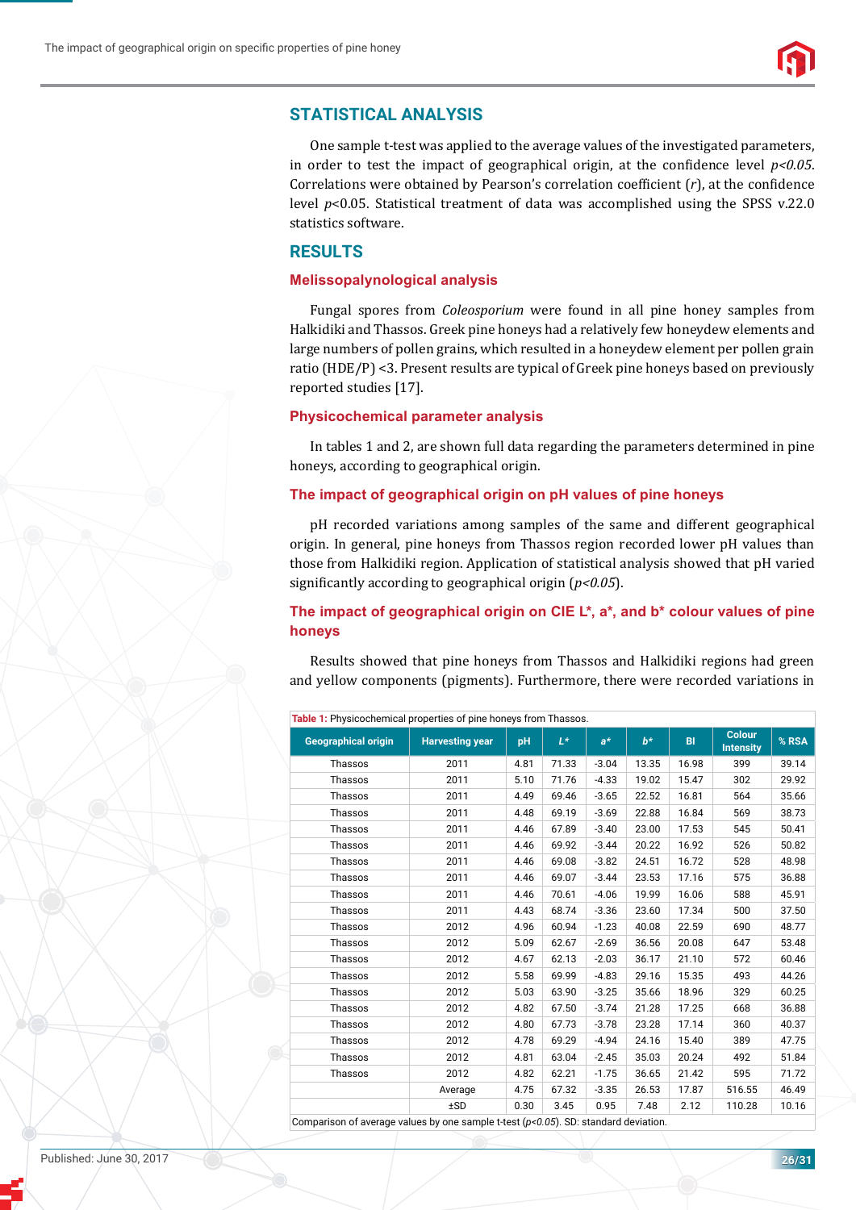## STATISTICAL ANALYSIS

One sample t-test was applied to the average values of the investigated parameters, in order to test the impact of geographical origin, at the confidence level *p<0.05*. Correlations were obtained by Pearson's correlation coefficient (*r*), at the confidence level *p*<0.05. Statistical treatment of data was accomplished using the SPSS v.22.0 statistics software.

## RESULTS

### Melissopalynological analysis

Fungal spores from *Coleosporium* were found in all pine honey samples from Halkidiki and Thassos. Greek pine honeys had a relatively few honeydew elements and large numbers of pollen grains, which resulted in a honeydew element per pollen grain ratio (HDE/P) <3. Present results are typical of Greek pine honeys based on previously reported studies [17].

### Physicochemical parameter analysis

In tables 1 and 2, are shown full data regarding the parameters determined in pine honeys, according to geographical origin.

### The impact of geographical origin on pH values of pine honeys

pH recorded variations among samples of the same and different geographical origin. In general, pine honeys from Thassos region recorded lower pH values than those from Halkidiki region. Application of statistical analysis showed that pH varied significantly according to geographical origin (*p<0.05*).

### The impact of geographical origin on CIE L*, a*, and b* colour values of pine honeys

Results showed that pine honeys from Thassos and Halkidiki regions had green and yellow components (pigments). Furthermore, there were recorded variations in

**Table 1:** Physicochemical properties of pine honeys from Thassos.

| Geographical origin | Harvesting year | pH | *L** | *a** | *b** | BI | Colour Intensity | % RSA |
|---|---|---|---|---|---|---|---|---|
| Thassos | 2011 | 4.81 | 71.33 | -3.04 | 13.35 | 16.98 | 399 | 39.14 |
| Thassos | 2011 | 5.10 | 71.76 | -4.33 | 19.02 | 15.47 | 302 | 29.92 |
| Thassos | 2011 | 4.49 | 69.46 | -3.65 | 22.52 | 16.81 | 564 | 35.66 |
| Thassos | 2011 | 4.48 | 69.19 | -3.69 | 22.88 | 16.84 | 569 | 38.73 |
| Thassos | 2011 | 4.46 | 67.89 | -3.40 | 23.00 | 17.53 | 545 | 50.41 |
| Thassos | 2011 | 4.46 | 69.92 | -3.44 | 20.22 | 16.92 | 526 | 50.82 |
| Thassos | 2011 | 4.46 | 69.08 | -3.82 | 24.51 | 16.72 | 528 | 48.98 |
| Thassos | 2011 | 4.46 | 69.07 | -3.44 | 23.53 | 17.16 | 575 | 36.88 |
| Thassos | 2011 | 4.46 | 70.61 | -4.06 | 19.99 | 16.06 | 588 | 45.91 |
| Thassos | 2011 | 4.43 | 68.74 | -3.36 | 23.60 | 17.34 | 500 | 37.50 |
| Thassos | 2012 | 4.96 | 60.94 | -1.23 | 40.08 | 22.59 | 690 | 48.77 |
| Thassos | 2012 | 5.09 | 62.67 | -2.69 | 36.56 | 20.08 | 647 | 53.48 |
| Thassos | 2012 | 4.67 | 62.13 | -2.03 | 36.17 | 21.10 | 572 | 60.46 |
| Thassos | 2012 | 5.58 | 69.99 | -4.83 | 29.16 | 15.35 | 493 | 44.26 |
| Thassos | 2012 | 5.03 | 63.90 | -3.25 | 35.66 | 18.96 | 329 | 60.25 |
| Thassos | 2012 | 4.82 | 67.50 | -3.74 | 21.28 | 17.25 | 668 | 36.88 |
| Thassos | 2012 | 4.80 | 67.73 | -3.78 | 23.28 | 17.14 | 360 | 40.37 |
| Thassos | 2012 | 4.78 | 69.29 | -4.94 | 24.16 | 15.40 | 389 | 47.75 |
| Thassos | 2012 | 4.81 | 63.04 | -2.45 | 35.03 | 20.24 | 492 | 51.84 |
| Thassos | 2012 | 4.82 | 62.21 | -1.75 | 36.65 | 21.42 | 595 | 71.72 |
| | Average | 4.75 | 67.32 | -3.35 | 26.53 | 17.87 | 516.55 | 46.49 |
| | ±SD | 0.30 | 3.45 | 0.95 | 7.48 | 2.12 | 110.28 | 10.16 |

Comparison of average values by one sample t-test (*p<0.05*). SD: standard deviation.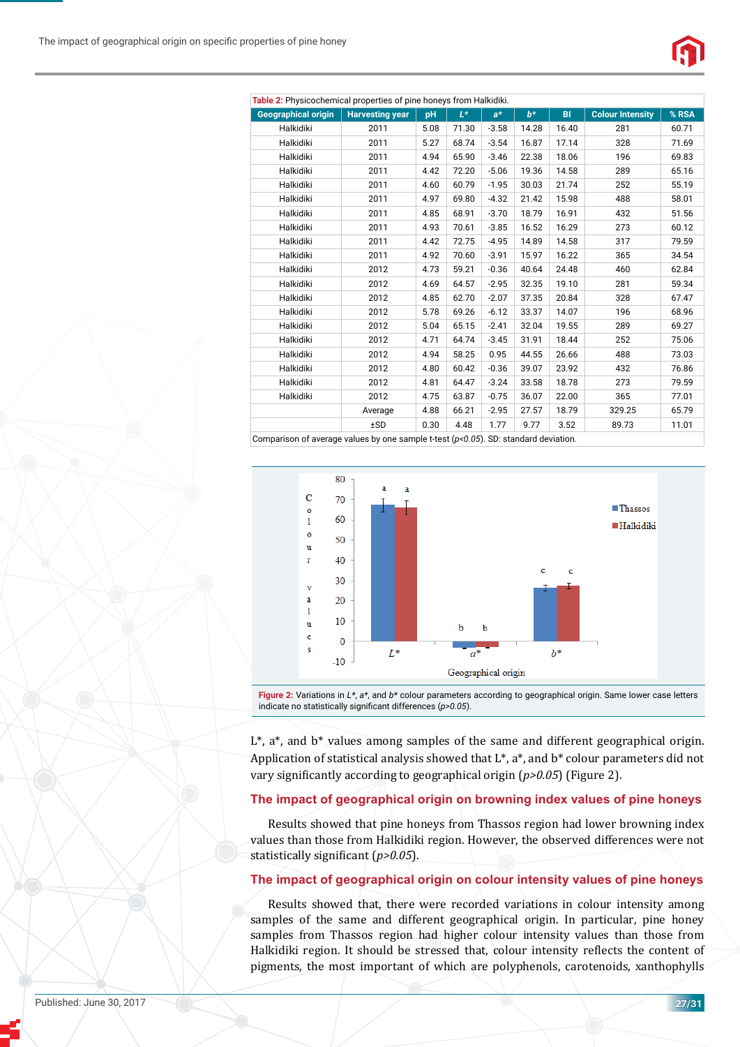Table 2: Physicochemical properties of pine honeys from Halkidiki.

| Geographical origin | Harvesting year | pH | *L** | *a** | *b** | BI | Colour Intensity | % RSA |
|---|---|---|---|---|---|---|---|---|
| Halkidiki | 2011 | 5.08 | 71.30 | -3.58 | 14.28 | 16.40 | 281 | 60.71 |
| Halkidiki | 2011 | 5.27 | 68.74 | -3.54 | 16.87 | 17.14 | 328 | 71.69 |
| Halkidiki | 2011 | 4.94 | 65.90 | -3.46 | 22.38 | 18.06 | 196 | 69.83 |
| Halkidiki | 2011 | 4.42 | 72.20 | -5.06 | 19.36 | 14.58 | 289 | 65.16 |
| Halkidiki | 2011 | 4.60 | 60.79 | -1.95 | 30.03 | 21.74 | 252 | 55.19 |
| Halkidiki | 2011 | 4.97 | 69.80 | -4.32 | 21.42 | 15.98 | 488 | 58.01 |
| Halkidiki | 2011 | 4.85 | 68.91 | -3.70 | 18.79 | 16.91 | 432 | 51.56 |
| Halkidiki | 2011 | 4.93 | 70.61 | -3.85 | 16.52 | 16.29 | 273 | 60.12 |
| Halkidiki | 2011 | 4.42 | 72.75 | -4.95 | 14.89 | 14.58 | 317 | 79.59 |
| Halkidiki | 2011 | 4.92 | 70.60 | -3.91 | 15.97 | 16.22 | 365 | 34.54 |
| Halkidiki | 2012 | 4.73 | 59.21 | -0.36 | 40.64 | 24.48 | 460 | 62.84 |
| Halkidiki | 2012 | 4.69 | 64.57 | -2.95 | 32.35 | 19.10 | 281 | 59.34 |
| Halkidiki | 2012 | 4.85 | 62.70 | -2.07 | 37.35 | 20.84 | 328 | 67.47 |
| Halkidiki | 2012 | 5.78 | 69.26 | -6.12 | 33.37 | 14.07 | 196 | 68.96 |
| Halkidiki | 2012 | 5.04 | 65.15 | -2.41 | 32.04 | 19.55 | 289 | 69.27 |
| Halkidiki | 2012 | 4.71 | 64.74 | -3.45 | 31.91 | 18.44 | 252 | 75.06 |
| Halkidiki | 2012 | 4.94 | 58.25 | 0.95 | 44.55 | 26.66 | 488 | 73.03 |
| Halkidiki | 2012 | 4.80 | 60.42 | -0.36 | 39.07 | 23.92 | 432 | 76.86 |
| Halkidiki | 2012 | 4.81 | 64.47 | -3.24 | 33.58 | 18.78 | 273 | 79.59 |
| Halkidiki | 2012 | 4.75 | 63.87 | -0.75 | 36.07 | 22.00 | 365 | 77.01 |
| | Average | 4.88 | 66.21 | -2.95 | 27.57 | 18.79 | 329.25 | 65.79 |
| | ±SD | 0.30 | 4.48 | 1.77 | 9.77 | 3.52 | 89.73 | 11.01 |

Comparison of average values by one sample t-test ($p<0.05$). SD: standard deviation.

Colour values

80
70
60
50
40
30
20
10
0
-10

a a
b b
c c

Thassos
Halkidiki

L* a* b*

Geographical origin

**Figure 2:** Variations in *L**, *a**, and *b** colour parameters according to geographical origin. Same lower case letters indicate no statistically significant differences ($p>0.05$).

L*, a*, and b* values among samples of the same and different geographical origin. Application of statistical analysis showed that L*, a*, and b* colour parameters did not vary significantly according to geographical origin ($p>0.05$) (Figure 2).

## The impact of geographical origin on browning index values of pine honeys

Results showed that pine honeys from Thassos region had lower browning index values than those from Halkidiki region. However, the observed differences were not statistically significant ($p>0.05$).

## The impact of geographical origin on colour intensity values of pine honeys

Results showed that, there were recorded variations in colour intensity among samples of the same and different geographical origin. In particular, pine honey samples from Thassos region had higher colour intensity values than those from Halkidiki region. It should be stressed that, colour intensity reflects the content of pigments, the most important of which are polyphenols, carotenoids, xanthophylls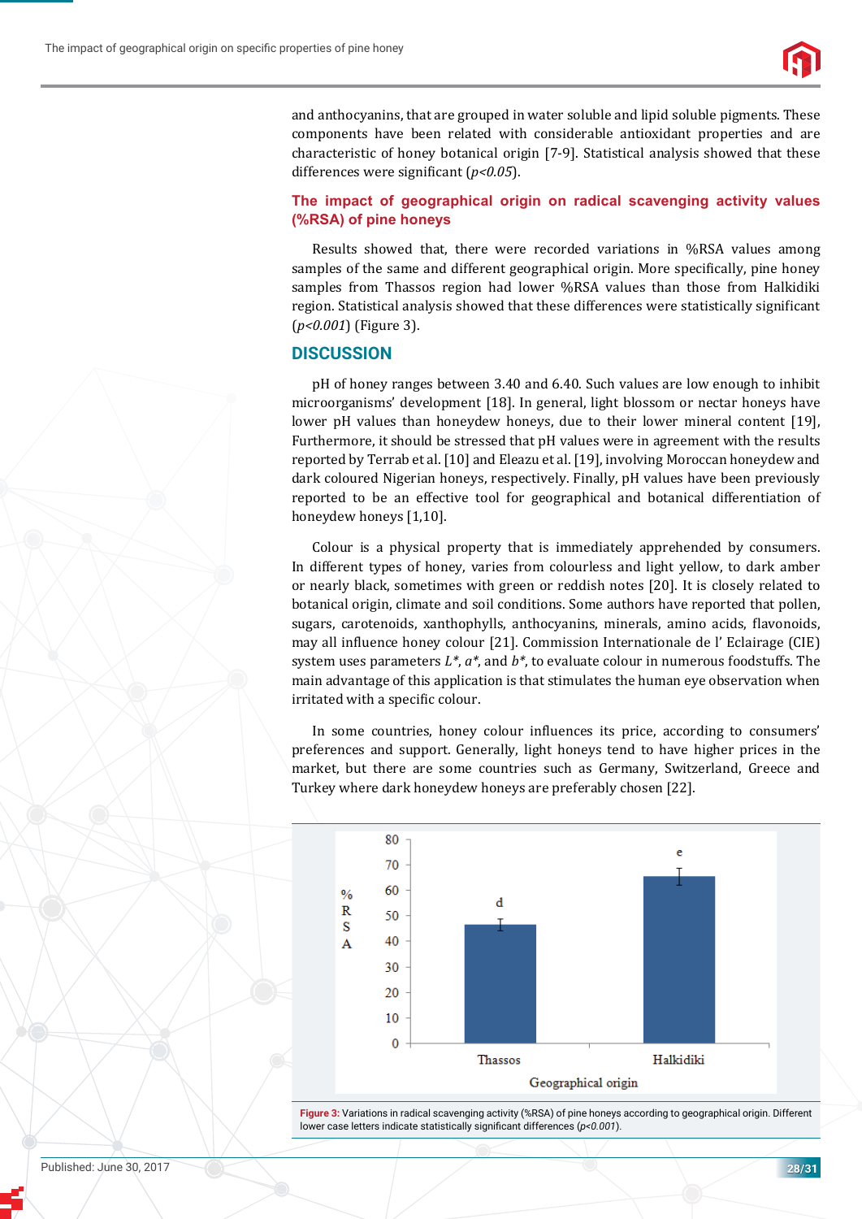and anthocyanins, that are grouped in water soluble and lipid soluble pigments. These components have been related with considerable antioxidant properties and are characteristic of honey botanical origin [7-9]. Statistical analysis showed that these differences were significant ($p<0.05$).

### The impact of geographical origin on radical scavenging activity values (%RSA) of pine honeys

Results showed that, there were recorded variations in %RSA values among samples of the same and different geographical origin. More specifically, pine honey samples from Thassos region had lower %RSA values than those from Halkidiki region. Statistical analysis showed that these differences were statistically significant ($p<0.001$) (Figure 3).

## DISCUSSION

pH of honey ranges between 3.40 and 6.40. Such values are low enough to inhibit microorganisms' development [18]. In general, light blossom or nectar honeys have lower pH values than honeydew honeys, due to their lower mineral content [19], Furthermore, it should be stressed that pH values were in agreement with the results reported by Terrab et al. [10] and Eleazu et al. [19], involving Moroccan honeydew and dark coloured Nigerian honeys, respectively. Finally, pH values have been previously reported to be an effective tool for geographical and botanical differentiation of honeydew honeys [1,10].

Colour is a physical property that is immediately apprehended by consumers. In different types of honey, varies from colourless and light yellow, to dark amber or nearly black, sometimes with green or reddish notes [20]. It is closely related to botanical origin, climate and soil conditions. Some authors have reported that pollen, sugars, carotenoids, xanthophylls, anthocyanins, minerals, amino acids, flavonoids, may all influence honey colour [21]. Commission Internationale de l' Eclairage (CIE) system uses parameters $L^*$, $a^*$, and $b^*$, to evaluate colour in numerous foodstuffs. The main advantage of this application is that stimulates the human eye observation when irritated with a specific colour.

In some countries, honey colour influences its price, according to consumers' preferences and support. Generally, light honeys tend to have higher prices in the market, but there are some countries such as Germany, Switzerland, Greece and Turkey where dark honeydew honeys are preferably chosen [22].

%RSA

80
70
60
50
40
30
20
10
0

d
e

Thassos
Halkidiki

Geographical origin

**Figure 3:** Variations in radical scavenging activity (%RSA) of pine honeys according to geographical origin. Different lower case letters indicate statistically significant differences ($p<0.001$).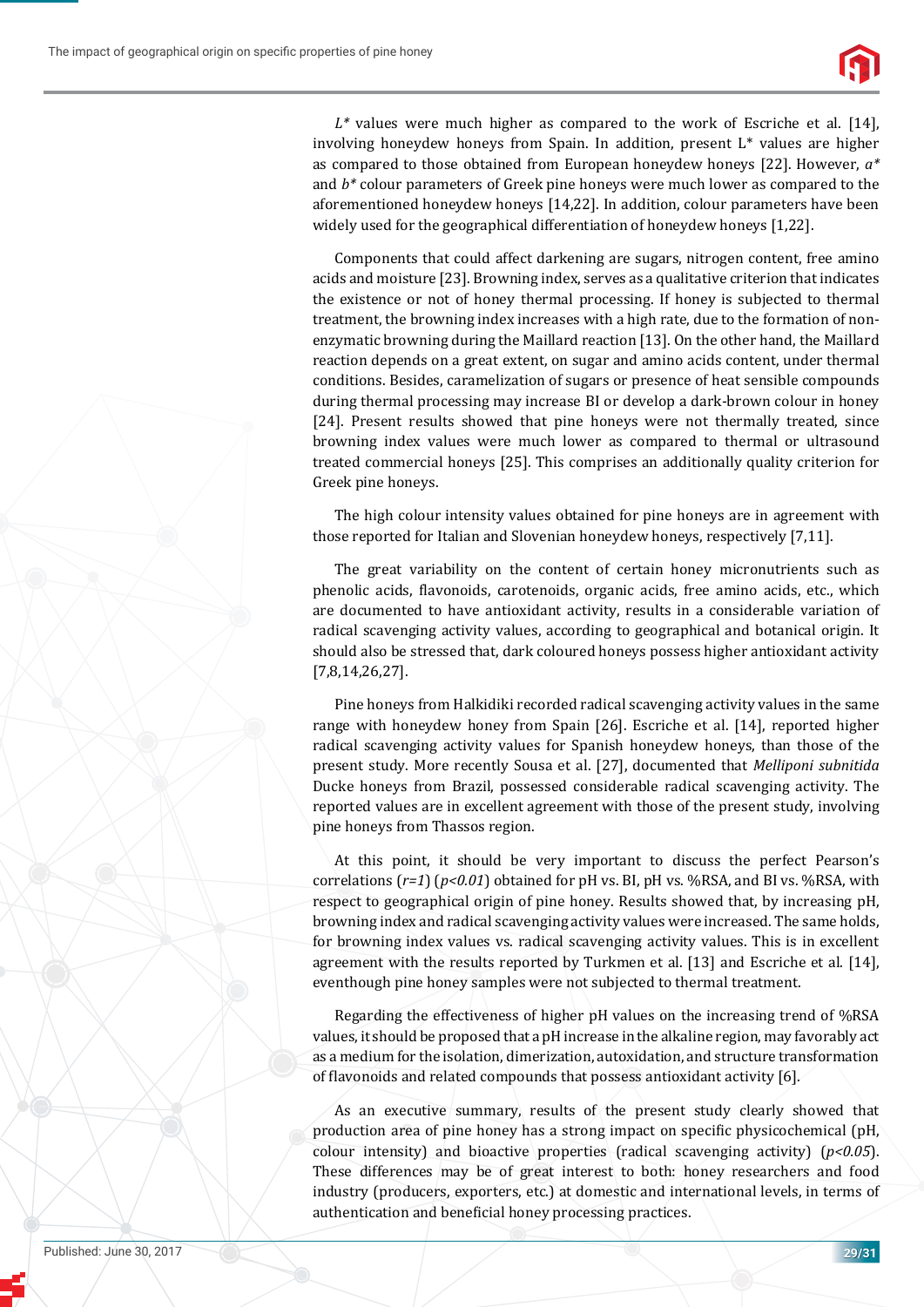*L** values were much higher as compared to the work of Escriche et al. [14], involving honeydew honeys from Spain. In addition, present L* values are higher as compared to those obtained from European honeydew honeys [22]. However, *a** and *b** colour parameters of Greek pine honeys were much lower as compared to the aforementioned honeydew honeys [14,22]. In addition, colour parameters have been widely used for the geographical differentiation of honeydew honeys [1,22].

Components that could affect darkening are sugars, nitrogen content, free amino acids and moisture [23]. Browning index, serves as a qualitative criterion that indicates the existence or not of honey thermal processing. If honey is subjected to thermal treatment, the browning index increases with a high rate, due to the formation of non-enzymatic browning during the Maillard reaction [13]. On the other hand, the Maillard reaction depends on a great extent, on sugar and amino acids content, under thermal conditions. Besides, caramelization of sugars or presence of heat sensible compounds during thermal processing may increase BI or develop a dark-brown colour in honey [24]. Present results showed that pine honeys were not thermally treated, since browning index values were much lower as compared to thermal or ultrasound treated commercial honeys [25]. This comprises an additionally quality criterion for Greek pine honeys.

The high colour intensity values obtained for pine honeys are in agreement with those reported for Italian and Slovenian honeydew honeys, respectively [7,11].

The great variability on the content of certain honey micronutrients such as phenolic acids, flavonoids, carotenoids, organic acids, free amino acids, etc., which are documented to have antioxidant activity, results in a considerable variation of radical scavenging activity values, according to geographical and botanical origin. It should also be stressed that, dark coloured honeys possess higher antioxidant activity [7,8,14,26,27].

Pine honeys from Halkidiki recorded radical scavenging activity values in the same range with honeydew honey from Spain [26]. Escriche et al. [14], reported higher radical scavenging activity values for Spanish honeydew honeys, than those of the present study. More recently Sousa et al. [27], documented that *Melliponi subnitida* Ducke honeys from Brazil, possessed considerable radical scavenging activity. The reported values are in excellent agreement with those of the present study, involving pine honeys from Thassos region.

At this point, it should be very important to discuss the perfect Pearson's correlations ($r=1$) ($p<0.01$) obtained for pH vs. BI, pH vs. %RSA, and BI vs. %RSA, with respect to geographical origin of pine honey. Results showed that, by increasing pH, browning index and radical scavenging activity values were increased. The same holds, for browning index values vs. radical scavenging activity values. This is in excellent agreement with the results reported by Turkmen et al. [13] and Escriche et al. [14], eventhough pine honey samples were not subjected to thermal treatment.

Regarding the effectiveness of higher pH values on the increasing trend of %RSA values, it should be proposed that a pH increase in the alkaline region, may favorably act as a medium for the isolation, dimerization, autoxidation, and structure transformation of flavonoids and related compounds that possess antioxidant activity [6].

As an executive summary, results of the present study clearly showed that production area of pine honey has a strong impact on specific physicochemical (pH, colour intensity) and bioactive properties (radical scavenging activity) ($p<0.05$). These differences may be of great interest to both: honey researchers and food industry (producers, exporters, etc.) at domestic and international levels, in terms of authentication and beneficial honey processing practices.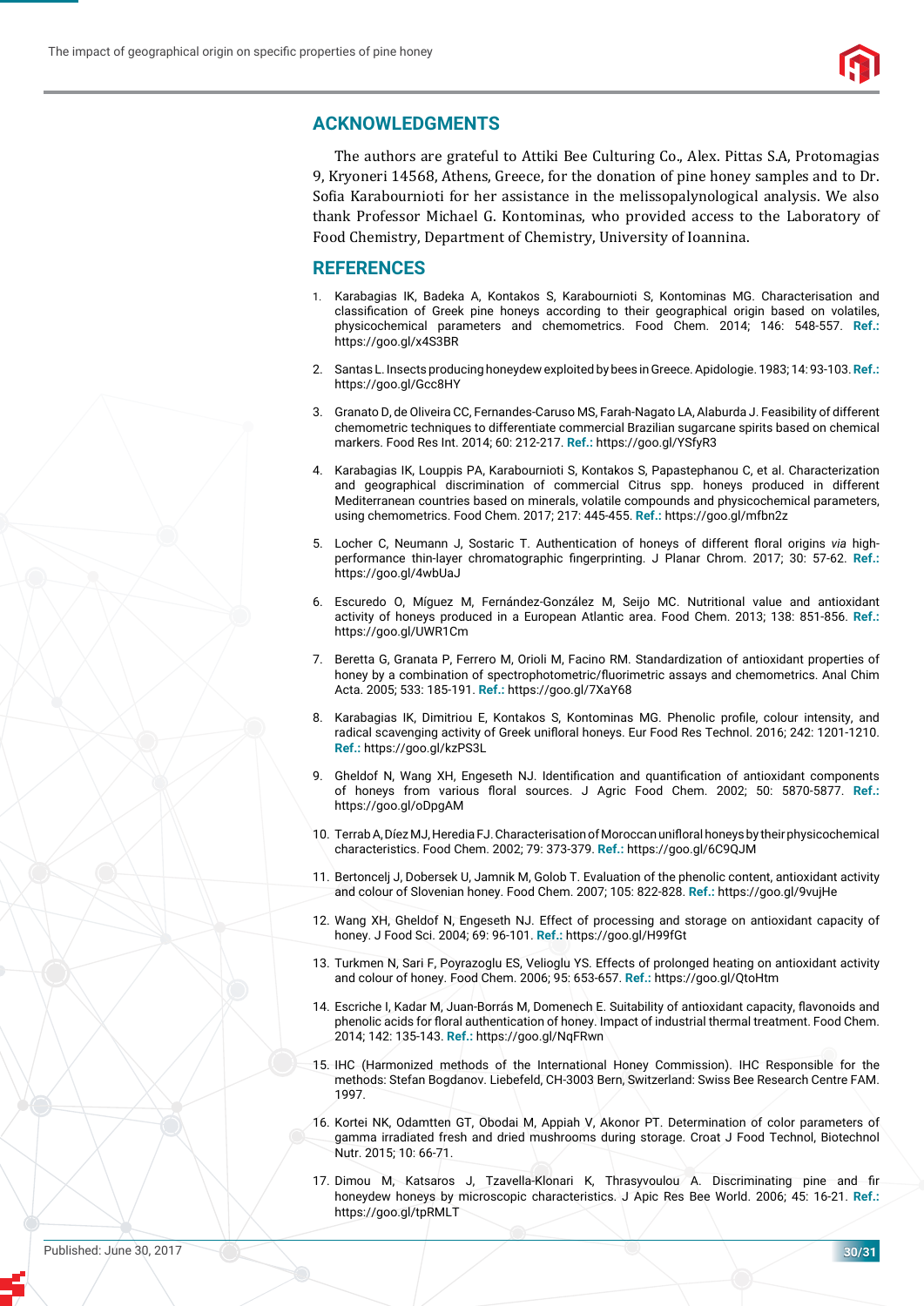## ACKNOWLEDGMENTS

The authors are grateful to Attiki Bee Culturing Co., Alex. Pittas S.A, Protomagias 9, Kryoneri 14568, Athens, Greece, for the donation of pine honey samples and to Dr. Sofia Karabournioti for her assistance in the melissopalynological analysis. We also thank Professor Michael G. Kontominas, who provided access to the Laboratory of Food Chemistry, Department of Chemistry, University of Ioannina.

## REFERENCES

1. Karabagias IK, Badeka A, Kontakos S, Karabournioti S, Kontominas MG. Characterisation and classification of Greek pine honeys according to their geographical origin based on volatiles, physicochemical parameters and chemometrics. Food Chem. 2014; 146: 548-557. **Ref.:** https://goo.gl/x4S3BR

2. Santas L. Insects producing honeydew exploited by bees in Greece. Apidologie. 1983; 14: 93-103. **Ref.:** https://goo.gl/Gcc8HY

3. Granato D, de Oliveira CC, Fernandes-Caruso MS, Farah-Nagato LA, Alaburda J. Feasibility of different chemometric techniques to differentiate commercial Brazilian sugarcane spirits based on chemical markers. Food Res Int. 2014; 60: 212-217. **Ref.:** https://goo.gl/YSfyR3

4. Karabagias IK, Louppis PA, Karabournioti S, Kontakos S, Papastephanou C, et al. Characterization and geographical discrimination of commercial Citrus spp. honeys produced in different Mediterranean countries based on minerals, volatile compounds and physicochemical parameters, using chemometrics. Food Chem. 2017; 217: 445-455. **Ref.:** https://goo.gl/mfbn2z

5. Locher C, Neumann J, Sostaric T. Authentication of honeys of different floral origins *via* high-performance thin-layer chromatographic fingerprinting. J Planar Chrom. 2017; 30: 57-62. **Ref.:** https://goo.gl/4wbUaJ

6. Escuredo O, Míguez M, Fernández-González M, Seijo MC. Nutritional value and antioxidant activity of honeys produced in a European Atlantic area. Food Chem. 2013; 138: 851-856. **Ref.:** https://goo.gl/UWR1Cm

7. Beretta G, Granata P, Ferrero M, Orioli M, Facino RM. Standardization of antioxidant properties of honey by a combination of spectrophotometric/fluorimetric assays and chemometrics. Anal Chim Acta. 2005; 533: 185-191. **Ref.:** https://goo.gl/7XaY68

8. Karabagias IK, Dimitriou E, Kontakos S, Kontominas MG. Phenolic profile, colour intensity, and radical scavenging activity of Greek unifloral honeys. Eur Food Res Technol. 2016; 242: 1201-1210. **Ref.:** https://goo.gl/kzPS3L

9. Gheldof N, Wang XH, Engeseth NJ. Identification and quantification of antioxidant components of honeys from various floral sources. J Agric Food Chem. 2002; 50: 5870-5877. **Ref.:** https://goo.gl/oDpgAM

10. Terrab A, Díez MJ, Heredia FJ. Characterisation of Moroccan unifloral honeys by their physicochemical characteristics. Food Chem. 2002; 79: 373-379. **Ref.:** https://goo.gl/6C9QJM

11. Bertoncelj J, Dobersek U, Jamnik M, Golob T. Evaluation of the phenolic content, antioxidant activity and colour of Slovenian honey. Food Chem. 2007; 105: 822-828. **Ref.:** https://goo.gl/9vujHe

12. Wang XH, Gheldof N, Engeseth NJ. Effect of processing and storage on antioxidant capacity of honey. J Food Sci. 2004; 69: 96-101. **Ref.:** https://goo.gl/H99fGt

13. Turkmen N, Sari F, Poyrazoglu ES, Velioglu YS. Effects of prolonged heating on antioxidant activity and colour of honey. Food Chem. 2006; 95: 653-657. **Ref.:** https://goo.gl/QtoHtm

14. Escriche I, Kadar M, Juan-Borrás M, Domenech E. Suitability of antioxidant capacity, flavonoids and phenolic acids for floral authentication of honey. Impact of industrial thermal treatment. Food Chem. 2014; 142: 135-143. **Ref.:** https://goo.gl/NqFRwn

15. IHC (Harmonized methods of the International Honey Commission). IHC Responsible for the methods: Stefan Bogdanov. Liebefeld, CH-3003 Bern, Switzerland: Swiss Bee Research Centre FAM. 1997.

16. Kortei NK, Odamtten GT, Obodai M, Appiah V, Akonor PT. Determination of color parameters of gamma irradiated fresh and dried mushrooms during storage. Croat J Food Technol, Biotechnol Nutr. 2015; 10: 66-71.

17. Dimou M, Katsaros J, Tzavella-Klonari K, Thrasyvoulou A. Discriminating pine and fir honeydew honeys by microscopic characteristics. J Apic Res Bee World. 2006; 45: 16-21. **Ref.:** https://goo.gl/tpRMLT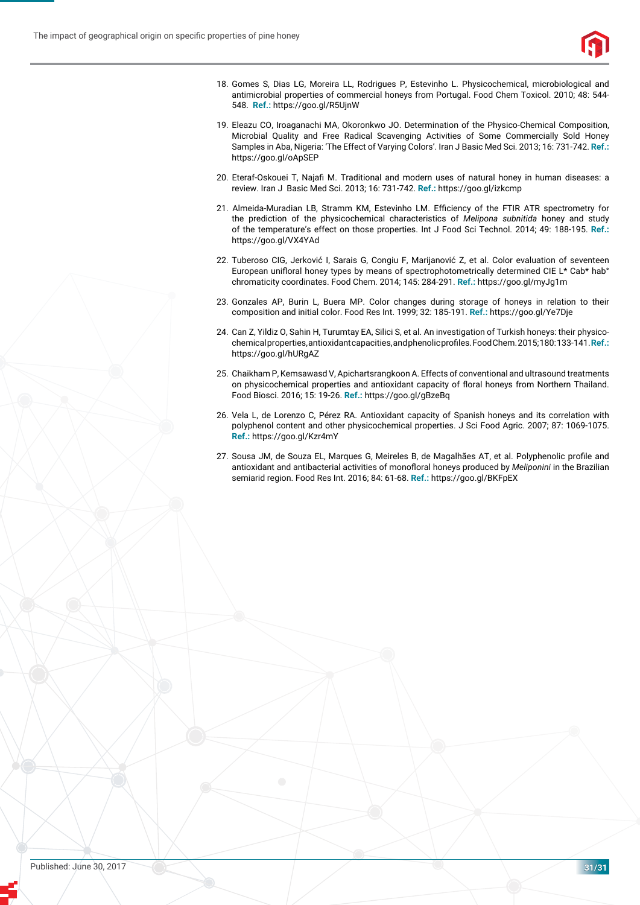18. Gomes S, Dias LG, Moreira LL, Rodrigues P, Estevinho L. Physicochemical, microbiological and antimicrobial properties of commercial honeys from Portugal. Food Chem Toxicol. 2010; 48: 544-548. **Ref.:** https://goo.gl/R5UjnW

19. Eleazu CO, Iroaganachi MA, Okoronkwo JO. Determination of the Physico-Chemical Composition, Microbial Quality and Free Radical Scavenging Activities of Some Commercially Sold Honey Samples in Aba, Nigeria: 'The Effect of Varying Colors'. Iran J Basic Med Sci. 2013; 16: 731-742. **Ref.:** https://goo.gl/oApSEP

20. Eteraf-Oskouei T, Najafi M. Traditional and modern uses of natural honey in human diseases: a review. Iran J Basic Med Sci. 2013; 16: 731-742. **Ref.:** https://goo.gl/izkcmp

21. Almeida-Muradian LB, Stramm KM, Estevinho LM. Efficiency of the FTIR ATR spectrometry for the prediction of the physicochemical characteristics of *Melipona subnitida* honey and study of the temperature's effect on those properties. Int J Food Sci Technol. 2014; 49: 188-195. **Ref.:** https://goo.gl/VX4YAd

22. Tuberoso CIG, Jerković I, Sarais G, Congiu F, Marijanović Z, et al. Color evaluation of seventeen European unifloral honey types by means of spectrophotometrically determined CIE L* Cab* hab° chromaticity coordinates. Food Chem. 2014; 145: 284-291. **Ref.:** https://goo.gl/myJg1m

23. Gonzales AP, Burin L, Buera MP. Color changes during storage of honeys in relation to their composition and initial color. Food Res Int. 1999; 32: 185-191. **Ref.:** https://goo.gl/Ye7Dje

24. Can Z, Yildiz O, Sahin H, Turumtay EA, Silici S, et al. An investigation of Turkish honeys: their physico-chemical properties, antioxidant capacities, and phenolic profiles. Food Chem. 2015;180:133-141. **Ref.:** https://goo.gl/hURgAZ

25. Chaikham P, Kemsawasd V, Apichartsrangkoon A. Effects of conventional and ultrasound treatments on physicochemical properties and antioxidant capacity of floral honeys from Northern Thailand. Food Biosci. 2016; 15: 19-26. **Ref.:** https://goo.gl/gBzeBq

26. Vela L, de Lorenzo C, Pérez RA. Antioxidant capacity of Spanish honeys and its correlation with polyphenol content and other physicochemical properties. J Sci Food Agric. 2007; 87: 1069-1075. **Ref.:** https://goo.gl/Kzr4mY

27. Sousa JM, de Souza EL, Marques G, Meireles B, de Magalhães AT, et al. Polyphenolic profile and antioxidant and antibacterial activities of monofloral honeys produced by *Meliponini* in the Brazilian semiarid region. Food Res Int. 2016; 84: 61-68. **Ref.:** https://goo.gl/BKFpEX